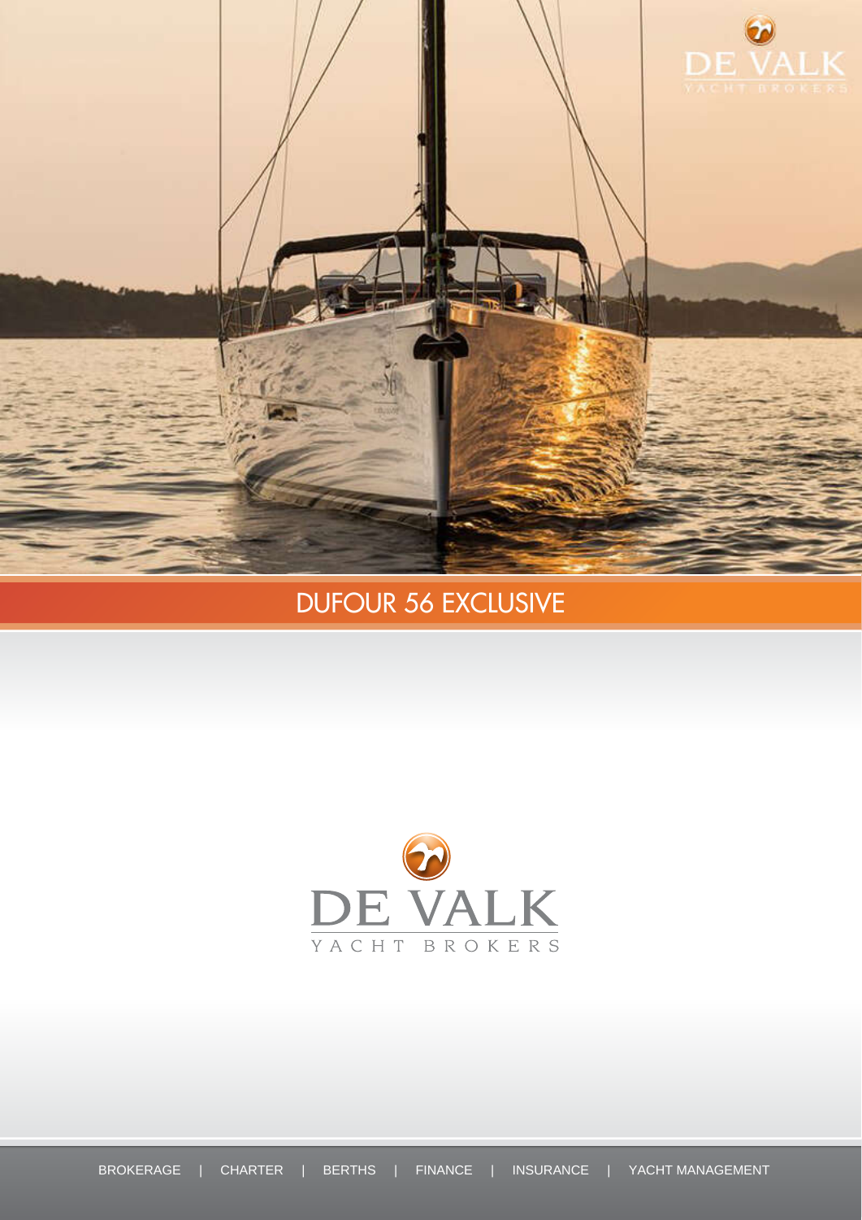# DUFOUR 56 EXCLUSIVE

DE VALK

YACHT BROKERS

BROKERAGE | CHARTER | BERTHS | FINANCE | INSURANCE | YACHT MANAGEMENT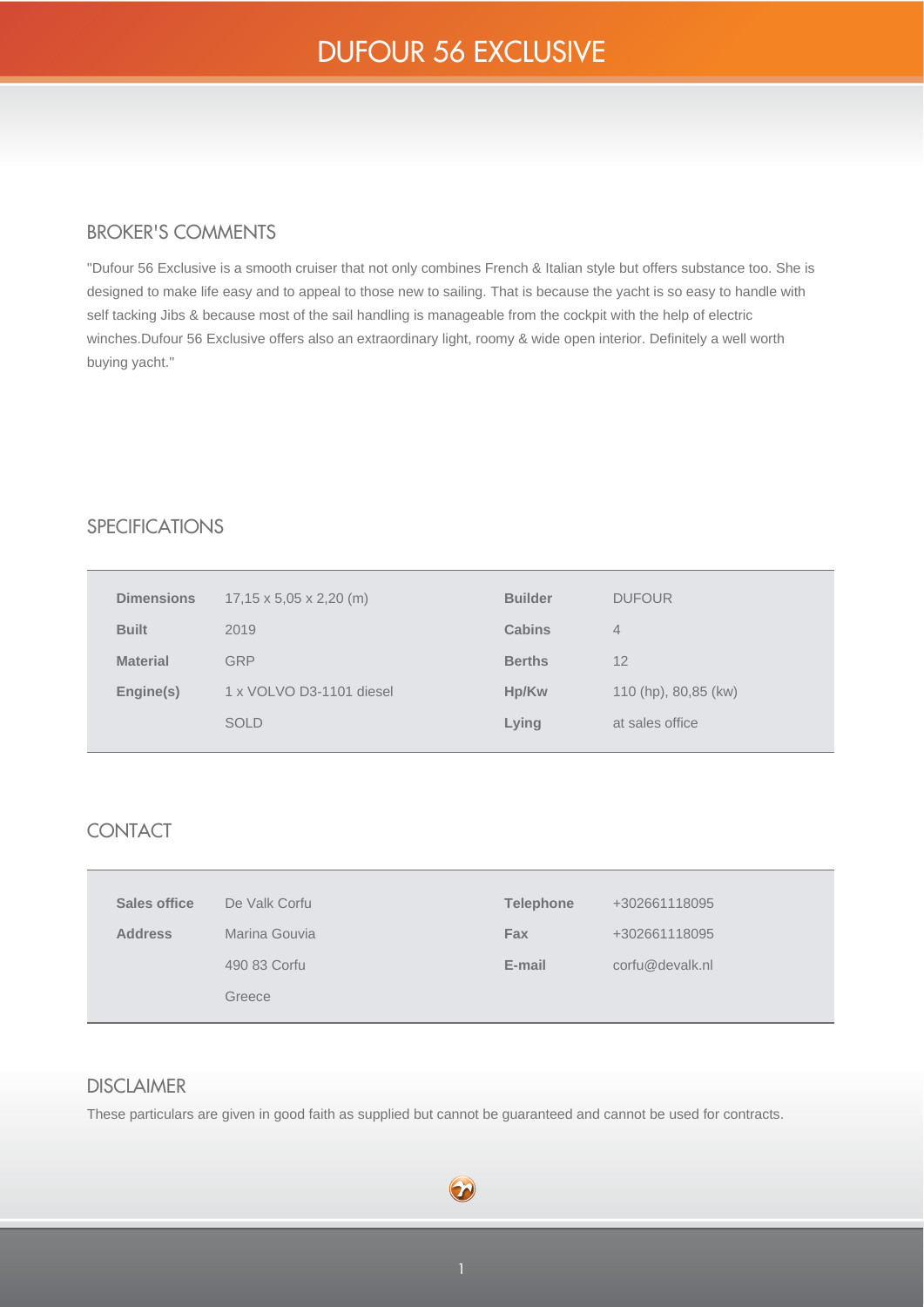# DUFOUR 56 EXCLUSIVE

## BROKER'S COMMENTS

"Dufour 56 Exclusive is a smooth cruiser that not only combines French & Italian style but offers substance too. She is designed to make life easy and to appeal to those new to sailing. That is because the yacht is so easy to handle with self tacking Jibs & because most of the sail handling is manageable from the cockpit with the help of electric winches.Dufour 56 Exclusive offers also an extraordinary light, roomy & wide open interior. Definitely a well worth buying yacht."

## SPECIFICATIONS

| | | | |
|---|---|---|---|
| **Dimensions** | 17,15 x 5,05 x 2,20 (m) | **Builder** | DUFOUR |
| **Built** | 2019 | **Cabins** | 4 |
| **Material** | GRP | **Berths** | 12 |
| **Engine(s)** | 1 x VOLVO D3-1101 diesel | **Hp/Kw** | 110 (hp), 80,85 (kw) |
| | SOLD | **Lying** | at sales office |

## CONTACT

| | | | |
|---|---|---|---|
| **Sales office** | De Valk Corfu | **Telephone** | +302661118095 |
| **Address** | Marina Gouvia | **Fax** | +302661118095 |
| | 490 83 Corfu | **E-mail** | corfu@devalk.nl |
| | Greece | | |

## DISCLAIMER

These particulars are given in good faith as supplied but cannot be guaranteed and cannot be used for contracts.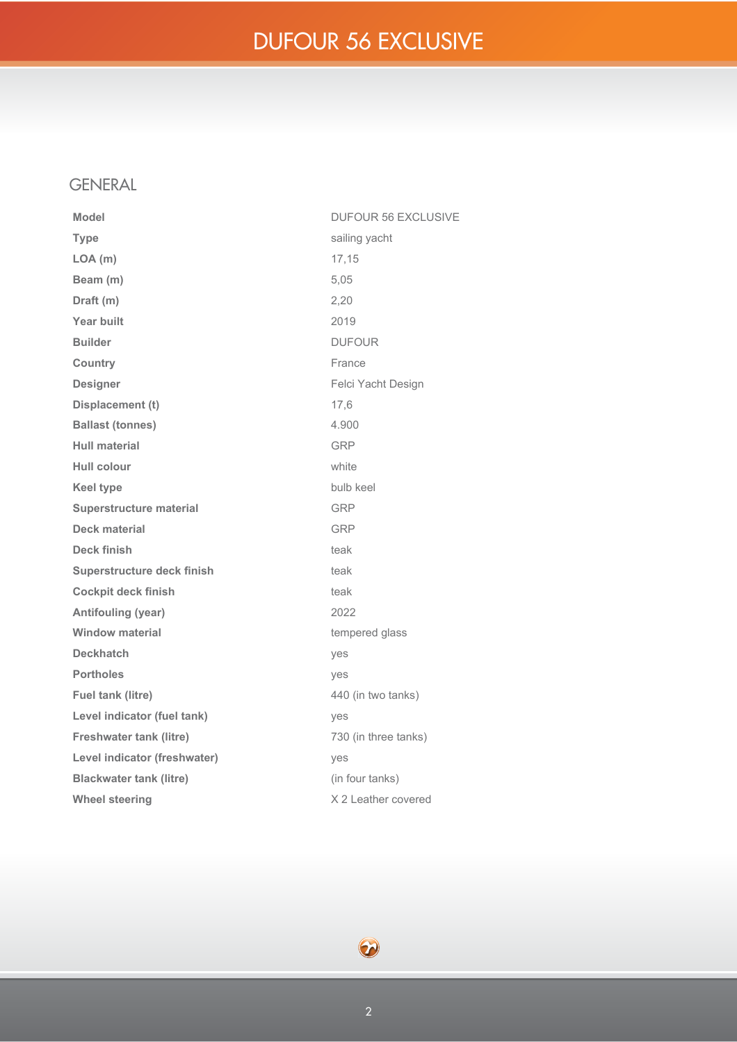# DUFOUR 56 EXCLUSIVE

## GENERAL

| | |
|---|---|
| **Model** | DUFOUR 56 EXCLUSIVE |
| **Type** | sailing yacht |
| **LOA (m)** | 17,15 |
| **Beam (m)** | 5,05 |
| **Draft (m)** | 2,20 |
| **Year built** | 2019 |
| **Builder** | DUFOUR |
| **Country** | France |
| **Designer** | Felci Yacht Design |
| **Displacement (t)** | 17,6 |
| **Ballast (tonnes)** | 4.900 |
| **Hull material** | GRP |
| **Hull colour** | white |
| **Keel type** | bulb keel |
| **Superstructure material** | GRP |
| **Deck material** | GRP |
| **Deck finish** | teak |
| **Superstructure deck finish** | teak |
| **Cockpit deck finish** | teak |
| **Antifouling (year)** | 2022 |
| **Window material** | tempered glass |
| **Deckhatch** | yes |
| **Portholes** | yes |
| **Fuel tank (litre)** | 440 (in two tanks) |
| **Level indicator (fuel tank)** | yes |
| **Freshwater tank (litre)** | 730 (in three tanks) |
| **Level indicator (freshwater)** | yes |
| **Blackwater tank (litre)** | (in four tanks) |
| **Wheel steering** | X 2 Leather covered |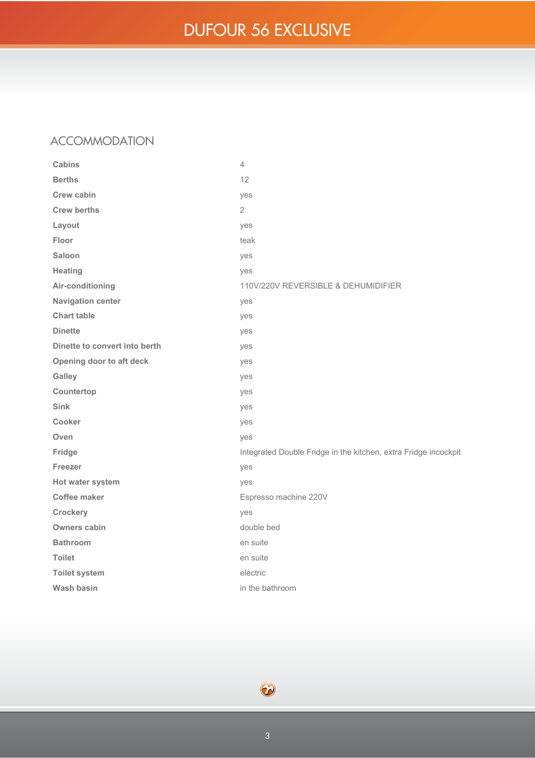# DUFOUR 56 EXCLUSIVE

## ACCOMMODATION

| | |
|---|---|
| **Cabins** | 4 |
| **Berths** | 12 |
| **Crew cabin** | yes |
| **Crew berths** | 2 |
| **Layout** | yes |
| **Floor** | teak |
| **Saloon** | yes |
| **Heating** | yes |
| **Air-conditioning** | 110V/220V REVERSIBLE & DEHUMIDIFIER |
| **Navigation center** | yes |
| **Chart table** | yes |
| **Dinette** | yes |
| **Dinette to convert into berth** | yes |
| **Opening door to aft deck** | yes |
| **Galley** | yes |
| **Countertop** | yes |
| **Sink** | yes |
| **Cooker** | yes |
| **Oven** | yes |
| **Fridge** | Integrated Double Fridge in the kitchen, extra Fridge incockpit |
| **Freezer** | yes |
| **Hot water system** | yes |
| **Coffee maker** | Espresso machine 220V |
| **Crockery** | yes |
| **Owners cabin** | double bed |
| **Bathroom** | en suite |
| **Toilet** | en suite |
| **Toilet system** | electric |
| **Wash basin** | in the bathroom |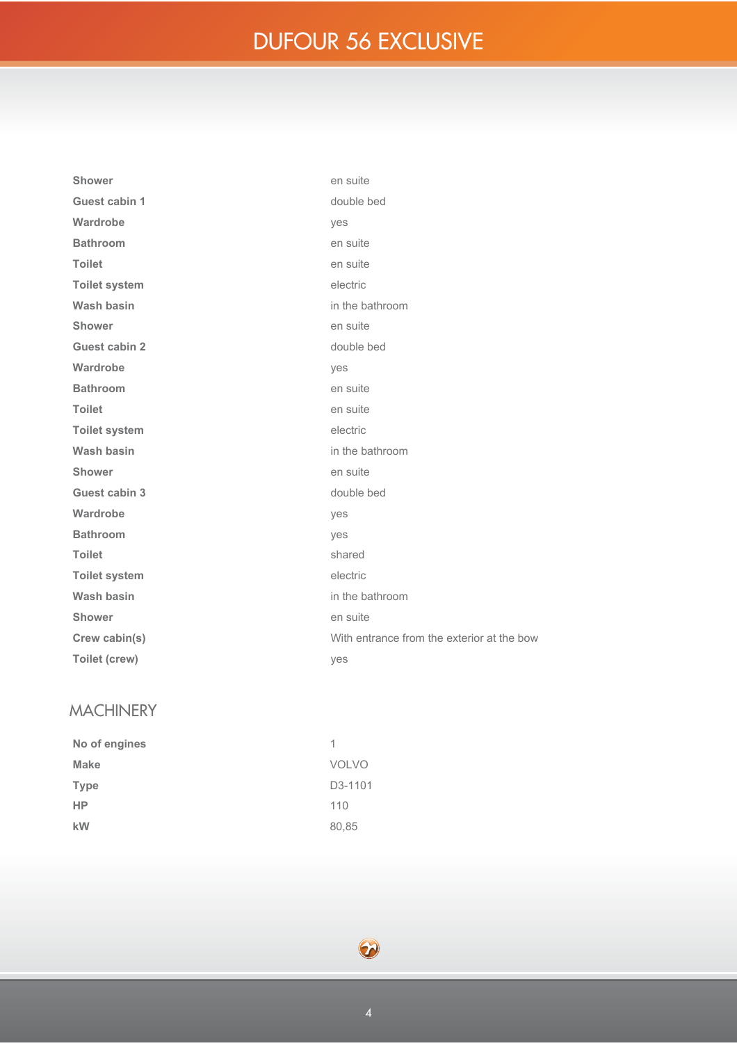| | |
|---|---|
| **Shower** | en suite |
| **Guest cabin 1** | double bed |
| **Wardrobe** | yes |
| **Bathroom** | en suite |
| **Toilet** | en suite |
| **Toilet system** | electric |
| **Wash basin** | in the bathroom |
| **Shower** | en suite |
| **Guest cabin 2** | double bed |
| **Wardrobe** | yes |
| **Bathroom** | en suite |
| **Toilet** | en suite |
| **Toilet system** | electric |
| **Wash basin** | in the bathroom |
| **Shower** | en suite |
| **Guest cabin 3** | double bed |
| **Wardrobe** | yes |
| **Bathroom** | yes |
| **Toilet** | shared |
| **Toilet system** | electric |
| **Wash basin** | in the bathroom |
| **Shower** | en suite |
| **Crew cabin(s)** | With entrance from the exterior at the bow |
| **Toilet (crew)** | yes |

## MACHINERY

| | |
|---|---|
| **No of engines** | 1 |
| **Make** | VOLVO |
| **Type** | D3-1101 |
| **HP** | 110 |
| **kW** | 80,85 |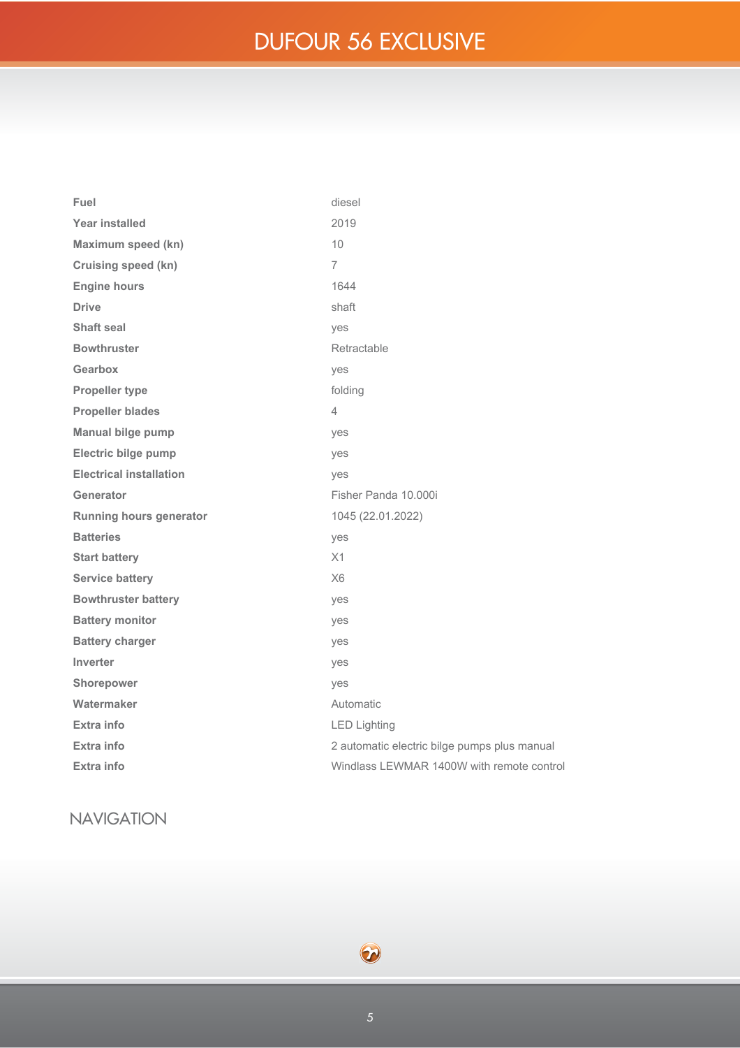| | |
|---|---|
| **Fuel** | diesel |
| **Year installed** | 2019 |
| **Maximum speed (kn)** | 10 |
| **Cruising speed (kn)** | 7 |
| **Engine hours** | 1644 |
| **Drive** | shaft |
| **Shaft seal** | yes |
| **Bowthruster** | Retractable |
| **Gearbox** | yes |
| **Propeller type** | folding |
| **Propeller blades** | 4 |
| **Manual bilge pump** | yes |
| **Electric bilge pump** | yes |
| **Electrical installation** | yes |
| **Generator** | Fisher Panda 10.000i |
| **Running hours generator** | 1045 (22.01.2022) |
| **Batteries** | yes |
| **Start battery** | X1 |
| **Service battery** | X6 |
| **Bowthruster battery** | yes |
| **Battery monitor** | yes |
| **Battery charger** | yes |
| **Inverter** | yes |
| **Shorepower** | yes |
| **Watermaker** | Automatic |
| **Extra info** | LED Lighting |
| **Extra info** | 2 automatic electric bilge pumps plus manual |
| **Extra info** | Windlass LEWMAR 1400W with remote control |

## NAVIGATION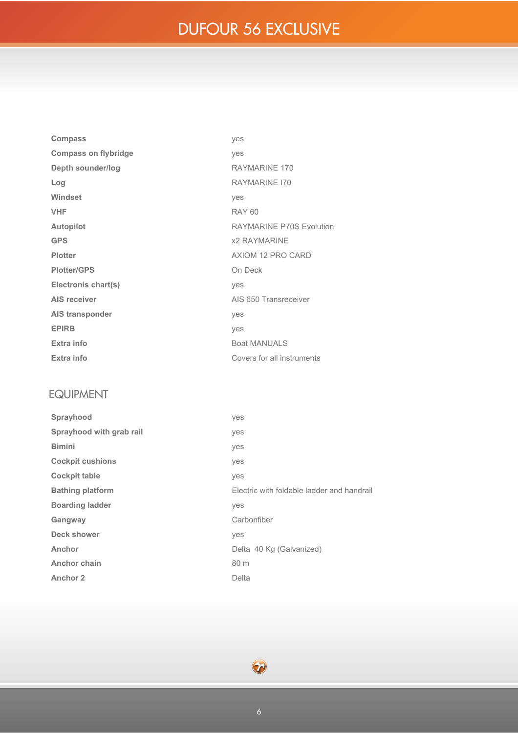| | |
|---|---|
| **Compass** | yes |
| **Compass on flybridge** | yes |
| **Depth sounder/log** | RAYMARINE 170 |
| **Log** | RAYMARINE I70 |
| **Windset** | yes |
| **VHF** | RAY 60 |
| **Autopilot** | RAYMARINE P70S Evolution |
| **GPS** | x2 RAYMARINE |
| **Plotter** | AXIOM 12 PRO CARD |
| **Plotter/GPS** | On Deck |
| **Electronis chart(s)** | yes |
| **AIS receiver** | AIS 650 Transreceiver |
| **AIS transponder** | yes |
| **EPIRB** | yes |
| **Extra info** | Boat MANUALS |
| **Extra info** | Covers for all instruments |

## EQUIPMENT

| | |
|---|---|
| **Sprayhood** | yes |
| **Sprayhood with grab rail** | yes |
| **Bimini** | yes |
| **Cockpit cushions** | yes |
| **Cockpit table** | yes |
| **Bathing platform** | Electric with foldable ladder and handrail |
| **Boarding ladder** | yes |
| **Gangway** | Carbonfiber |
| **Deck shower** | yes |
| **Anchor** | Delta 40 Kg (Galvanized) |
| **Anchor chain** | 80 m |
| **Anchor 2** | Delta |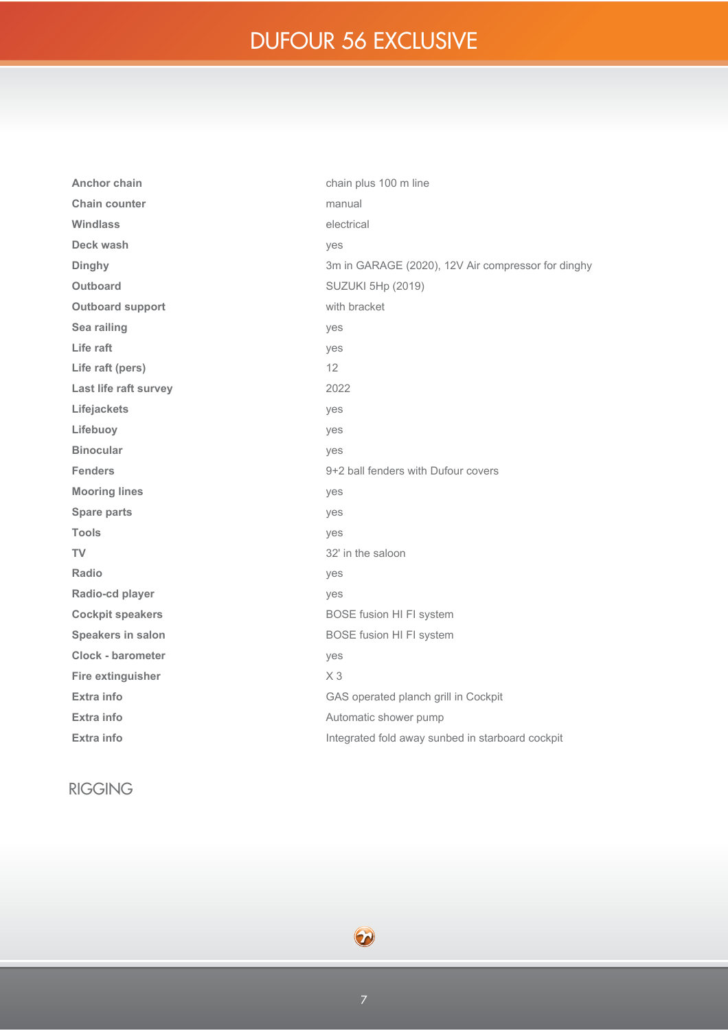| | |
|---|---|
| **Anchor chain** | chain plus 100 m line |
| **Chain counter** | manual |
| **Windlass** | electrical |
| **Deck wash** | yes |
| **Dinghy** | 3m in GARAGE (2020), 12V Air compressor for dinghy |
| **Outboard** | SUZUKI 5Hp (2019) |
| **Outboard support** | with bracket |
| **Sea railing** | yes |
| **Life raft** | yes |
| **Life raft (pers)** | 12 |
| **Last life raft survey** | 2022 |
| **Lifejackets** | yes |
| **Lifebuoy** | yes |
| **Binocular** | yes |
| **Fenders** | 9+2 ball fenders with Dufour covers |
| **Mooring lines** | yes |
| **Spare parts** | yes |
| **Tools** | yes |
| **TV** | 32' in the saloon |
| **Radio** | yes |
| **Radio-cd player** | yes |
| **Cockpit speakers** | BOSE fusion HI FI system |
| **Speakers in salon** | BOSE fusion HI FI system |
| **Clock - barometer** | yes |
| **Fire extinguisher** | X 3 |
| **Extra info** | GAS operated planch grill in Cockpit |
| **Extra info** | Automatic shower pump |
| **Extra info** | Integrated fold away sunbed in starboard cockpit |

## RIGGING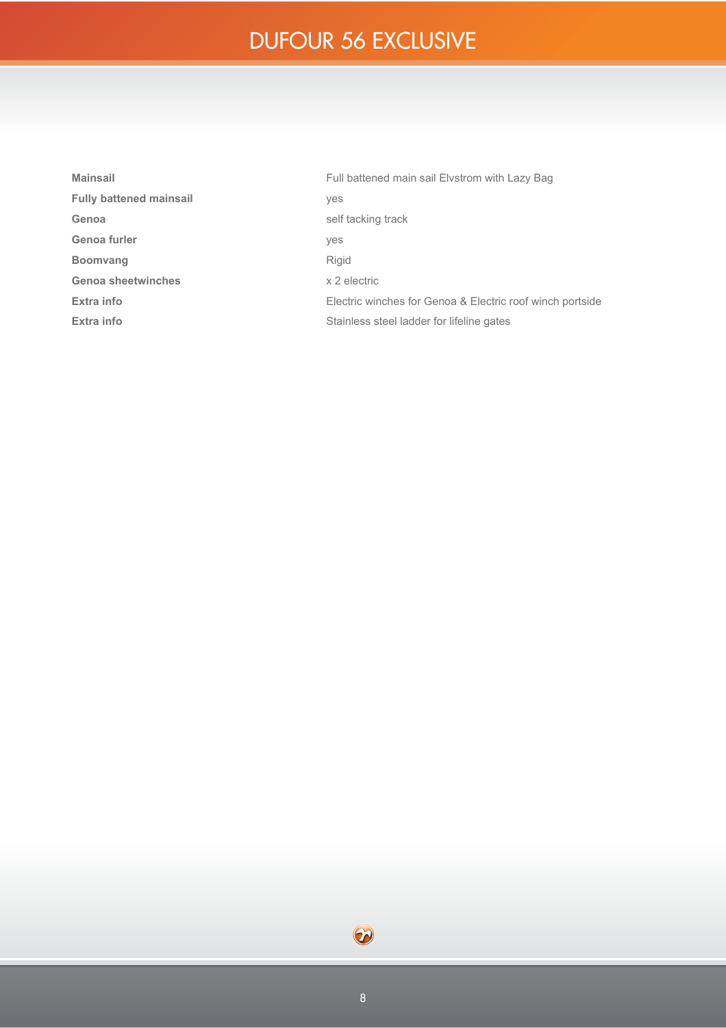# DUFOUR 56 EXCLUSIVE

| | |
|---|---|
| **Mainsail** | Full battened main sail Elvstrom with Lazy Bag |
| **Fully battened mainsail** | yes |
| **Genoa** | self tacking track |
| **Genoa furler** | yes |
| **Boomvang** | Rigid |
| **Genoa sheetwinches** | x 2 electric |
| **Extra info** | Electric winches for Genoa & Electric roof winch portside |
| **Extra info** | Stainless steel ladder for lifeline gates |